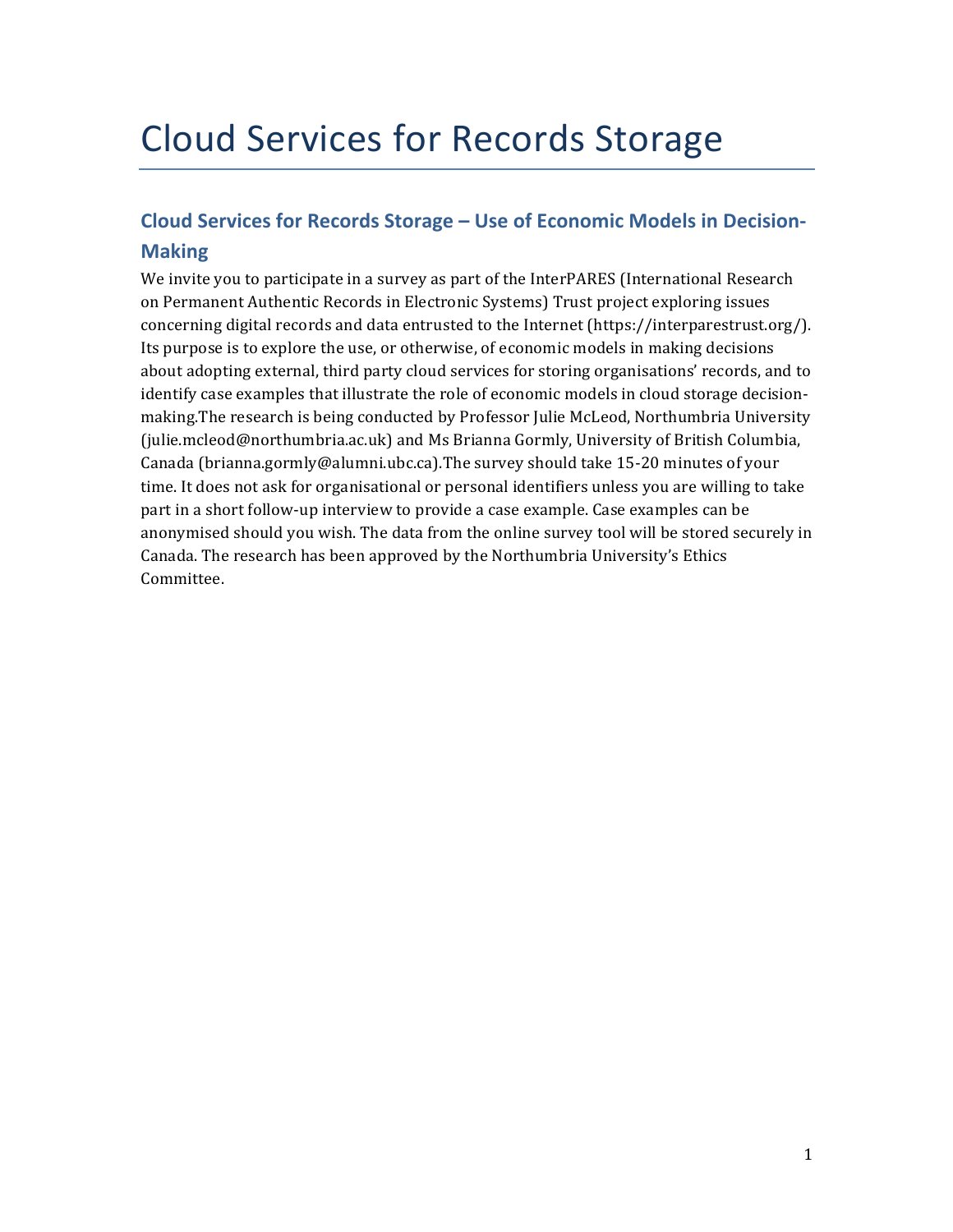# Cloud Services for Records Storage

## Cloud Services for Records Storage – Use of Economic Models in Decision-Making

We invite you to participate in a survey as part of the InterPARES (International Research on Permanent Authentic Records in Electronic Systems) Trust project exploring issues concerning digital records and data entrusted to the Internet (https://interparestrust.org/). Its purpose is to explore the use, or otherwise, of economic models in making decisions about adopting external, third party cloud services for storing organisations' records, and to identify case examples that illustrate the role of economic models in cloud storage decision-making.The research is being conducted by Professor Julie McLeod, Northumbria University (julie.mcleod@northumbria.ac.uk) and Ms Brianna Gormly, University of British Columbia, Canada (brianna.gormly@alumni.ubc.ca).The survey should take 15-20 minutes of your time. It does not ask for organisational or personal identifiers unless you are willing to take part in a short follow-up interview to provide a case example. Case examples can be anonymised should you wish. The data from the online survey tool will be stored securely in Canada. The research has been approved by the Northumbria University's Ethics Committee.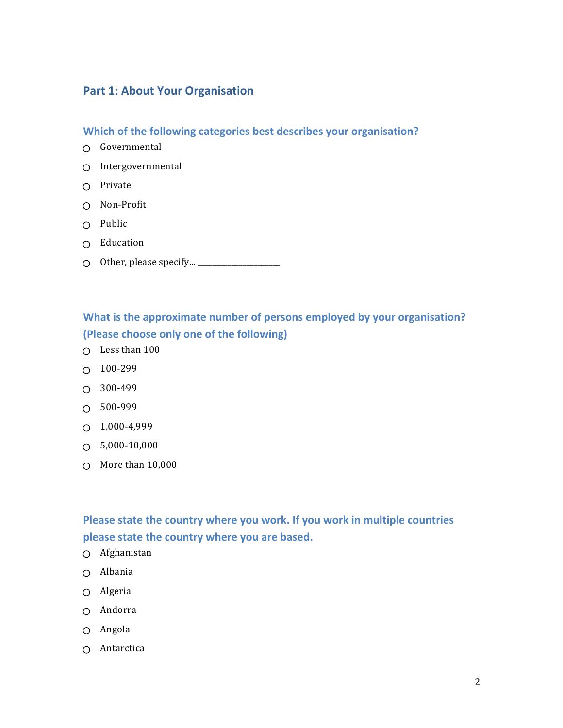## Part 1: About Your Organisation

### Which of the following categories best describes your organisation?

- ○ Governmental
- ○ Intergovernmental
- ○ Private
- ○ Non-Profit
- ○ Public
- ○ Education
- ○ Other, please specify... ____________________

### What is the approximate number of persons employed by your organisation? (Please choose only one of the following)

- ○ Less than 100
- ○ 100-299
- ○ 300-499
- ○ 500-999
- ○ 1,000-4,999
- ○ 5,000-10,000
- ○ More than 10,000

### Please state the country where you work. If you work in multiple countries please state the country where you are based.

- ○ Afghanistan
- ○ Albania
- ○ Algeria
- ○ Andorra
- ○ Angola
- ○ Antarctica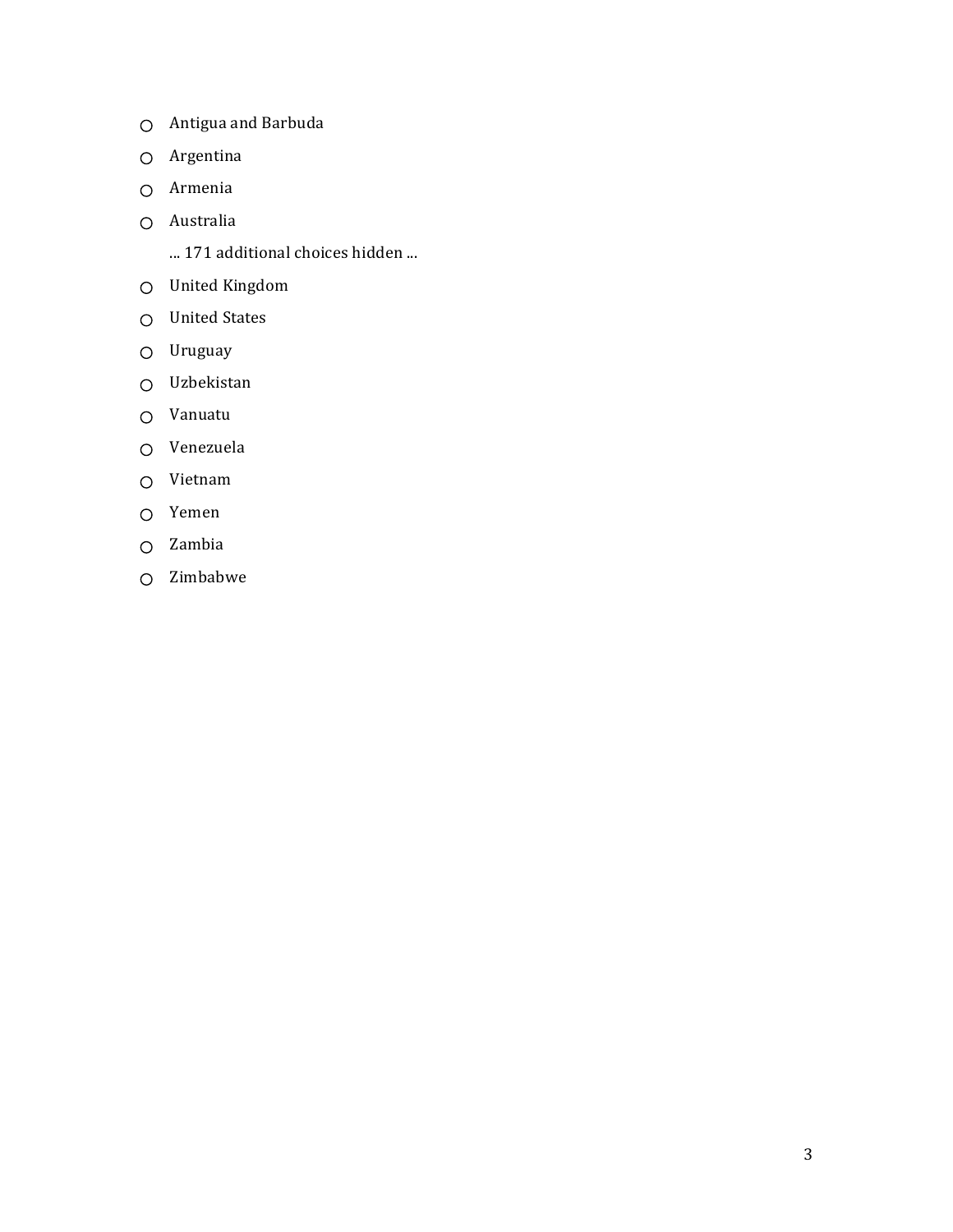- ○ Antigua and Barbuda
- ○ Argentina
- ○ Armenia
- ○ Australia

... 171 additional choices hidden ...

- ○ United Kingdom
- ○ United States
- ○ Uruguay
- ○ Uzbekistan
- ○ Vanuatu
- ○ Venezuela
- ○ Vietnam
- ○ Yemen
- ○ Zambia
- ○ Zimbabwe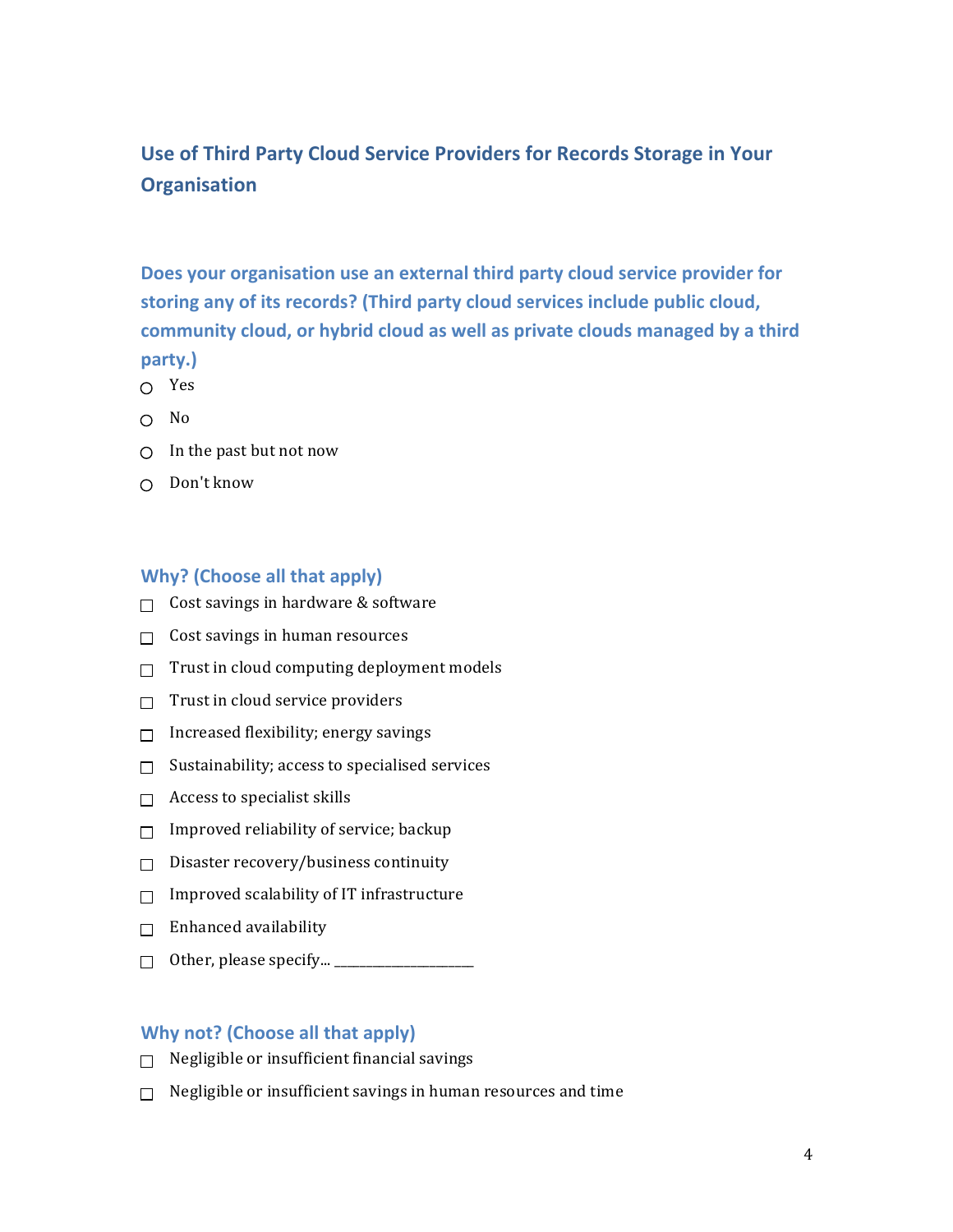## Use of Third Party Cloud Service Providers for Records Storage in Your Organisation

### Does your organisation use an external third party cloud service provider for storing any of its records? (Third party cloud services include public cloud, community cloud, or hybrid cloud as well as private clouds managed by a third party.)

- ○ Yes
- ○ No
- ○ In the past but not now
- ○ Don't know

### Why? (Choose all that apply)

- ☐ Cost savings in hardware & software
- ☐ Cost savings in human resources
- ☐ Trust in cloud computing deployment models
- ☐ Trust in cloud service providers
- ☐ Increased flexibility; energy savings
- ☐ Sustainability; access to specialised services
- ☐ Access to specialist skills
- ☐ Improved reliability of service; backup
- ☐ Disaster recovery/business continuity
- ☐ Improved scalability of IT infrastructure
- ☐ Enhanced availability
- ☐ Other, please specify... ____________________

### Why not? (Choose all that apply)

- ☐ Negligible or insufficient financial savings
- ☐ Negligible or insufficient savings in human resources and time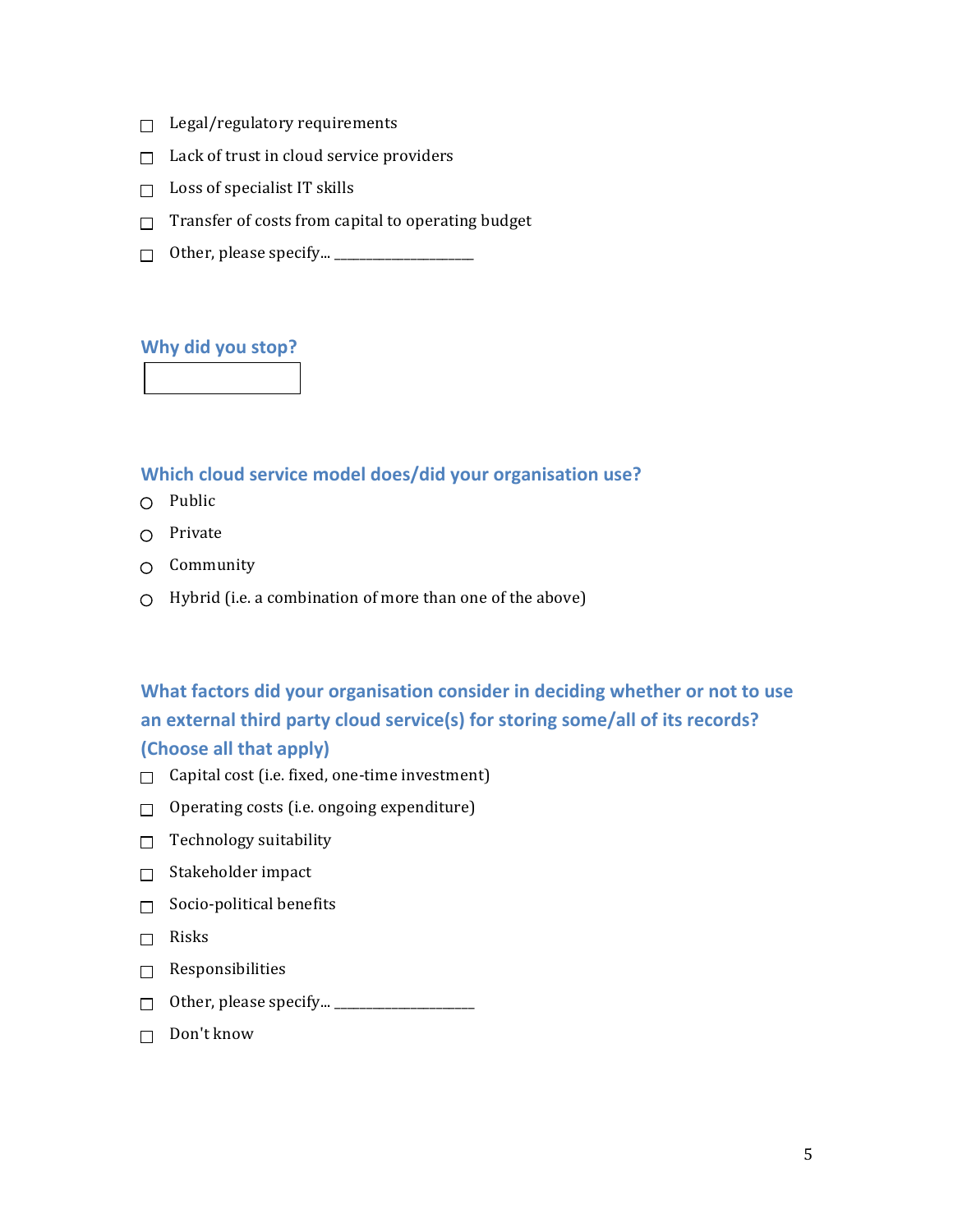- ☐ Legal/regulatory requirements
- ☐ Lack of trust in cloud service providers
- ☐ Loss of specialist IT skills
- ☐ Transfer of costs from capital to operating budget
- ☐ Other, please specify... ____________________

### Why did you stop?

[ ]

### Which cloud service model does/did your organisation use?

- ○ Public
- ○ Private
- ○ Community
- ○ Hybrid (i.e. a combination of more than one of the above)

### What factors did your organisation consider in deciding whether or not to use an external third party cloud service(s) for storing some/all of its records? (Choose all that apply)

- ☐ Capital cost (i.e. fixed, one-time investment)
- ☐ Operating costs (i.e. ongoing expenditure)
- ☐ Technology suitability
- ☐ Stakeholder impact
- ☐ Socio-political benefits
- ☐ Risks
- ☐ Responsibilities
- ☐ Other, please specify... ____________________
- ☐ Don't know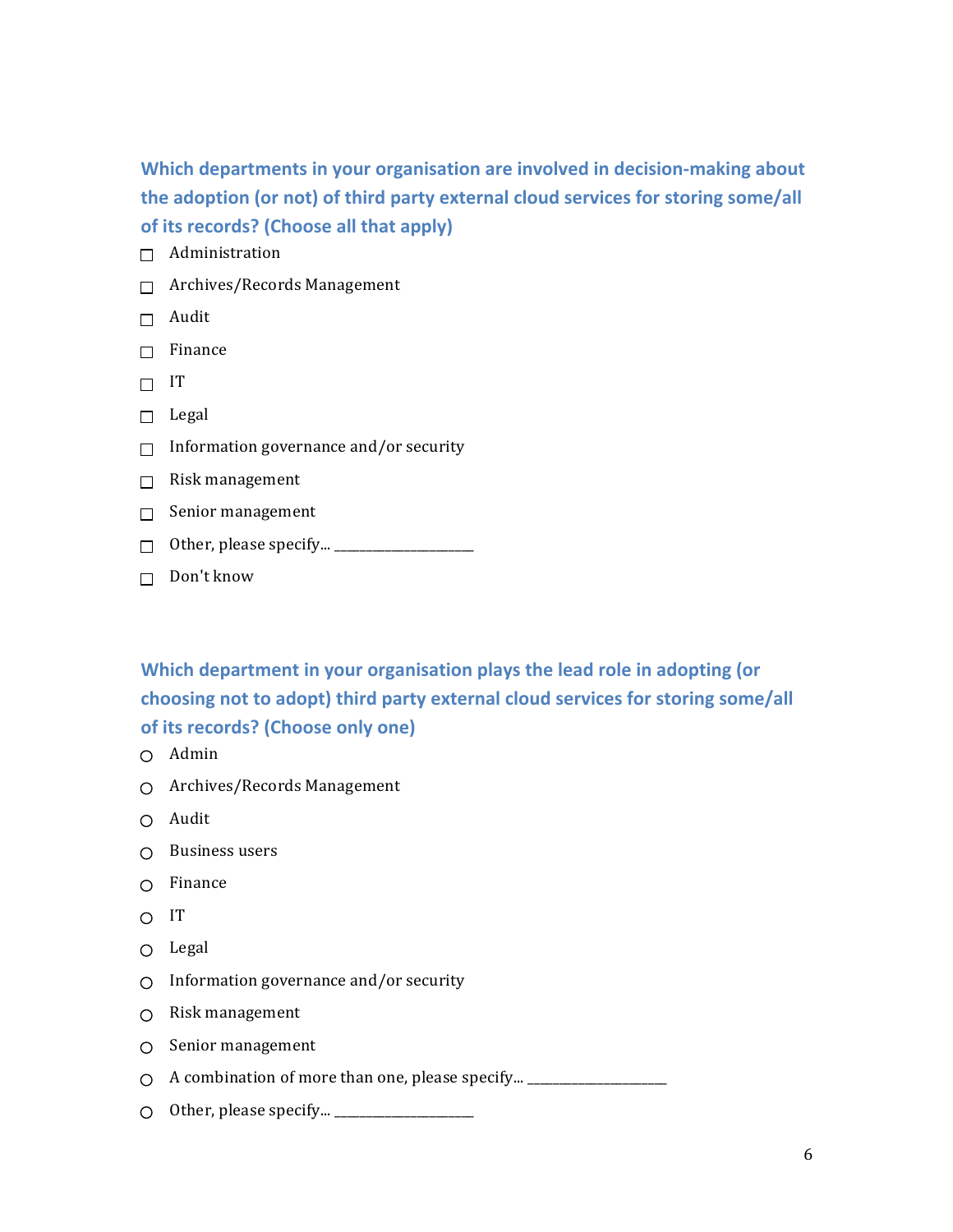**Which departments in your organisation are involved in decision-making about the adoption (or not) of third party external cloud services for storing some/all of its records? (Choose all that apply)**

- ☐ Administration
- ☐ Archives/Records Management
- ☐ Audit
- ☐ Finance
- ☐ IT
- ☐ Legal
- ☐ Information governance and/or security
- ☐ Risk management
- ☐ Senior management
- ☐ Other, please specify... ____________________
- ☐ Don't know

**Which department in your organisation plays the lead role in adopting (or choosing not to adopt) third party external cloud services for storing some/all of its records? (Choose only one)**

- ○ Admin
- ○ Archives/Records Management
- ○ Audit
- ○ Business users
- ○ Finance
- ○ IT
- ○ Legal
- ○ Information governance and/or security
- ○ Risk management
- ○ Senior management
- ○ A combination of more than one, please specify... ____________________
- ○ Other, please specify... ____________________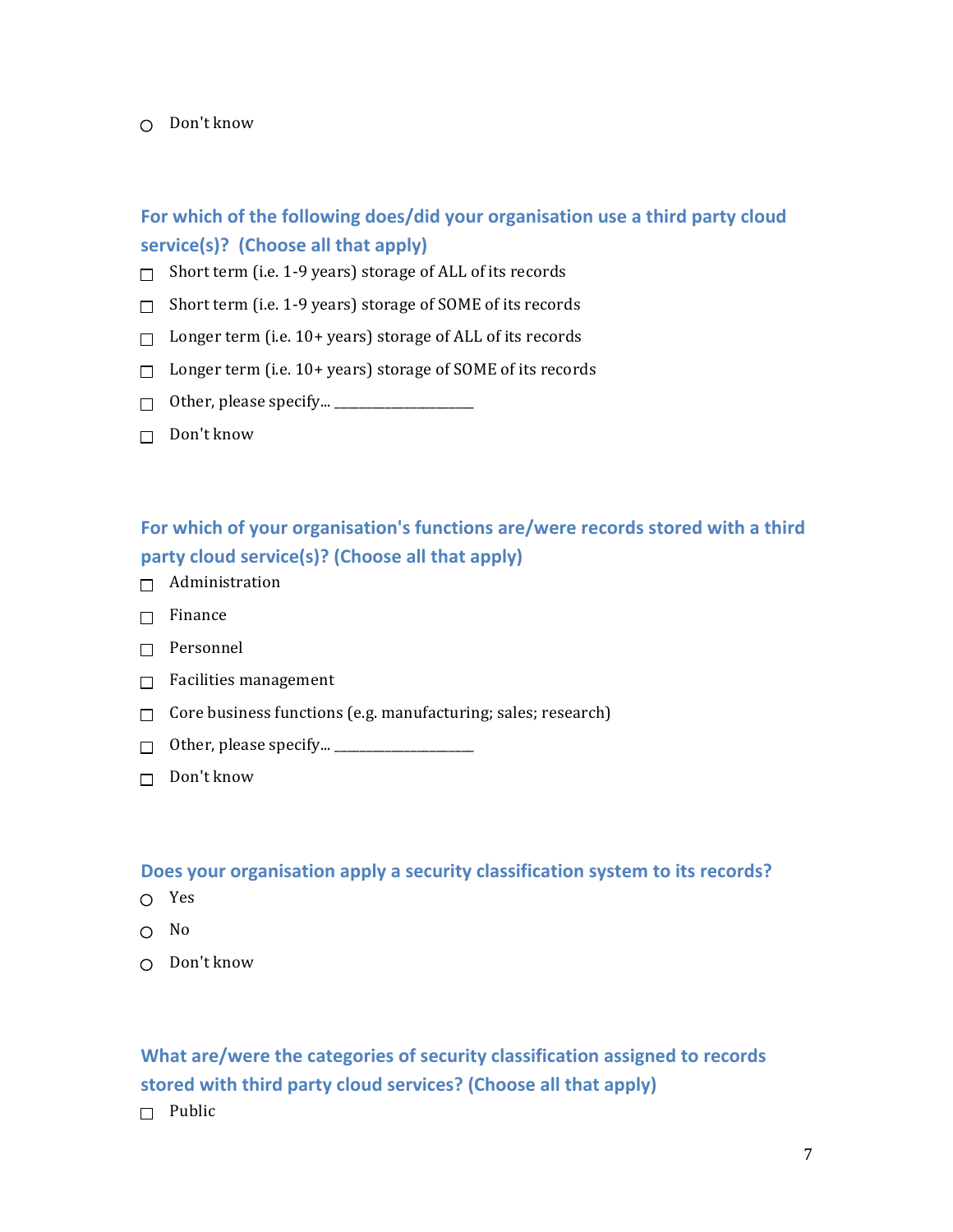○ Don't know

### For which of the following does/did your organisation use a third party cloud service(s)? (Choose all that apply)

☐ Short term (i.e. 1-9 years) storage of ALL of its records

☐ Short term (i.e. 1-9 years) storage of SOME of its records

☐ Longer term (i.e. 10+ years) storage of ALL of its records

☐ Longer term (i.e. 10+ years) storage of SOME of its records

☐ Other, please specify... ____________________

☐ Don't know

### For which of your organisation's functions are/were records stored with a third party cloud service(s)? (Choose all that apply)

☐ Administration

☐ Finance

☐ Personnel

☐ Facilities management

☐ Core business functions (e.g. manufacturing; sales; research)

☐ Other, please specify... ____________________

☐ Don't know

### Does your organisation apply a security classification system to its records?

○ Yes

○ No

○ Don't know

### What are/were the categories of security classification assigned to records stored with third party cloud services? (Choose all that apply)

☐ Public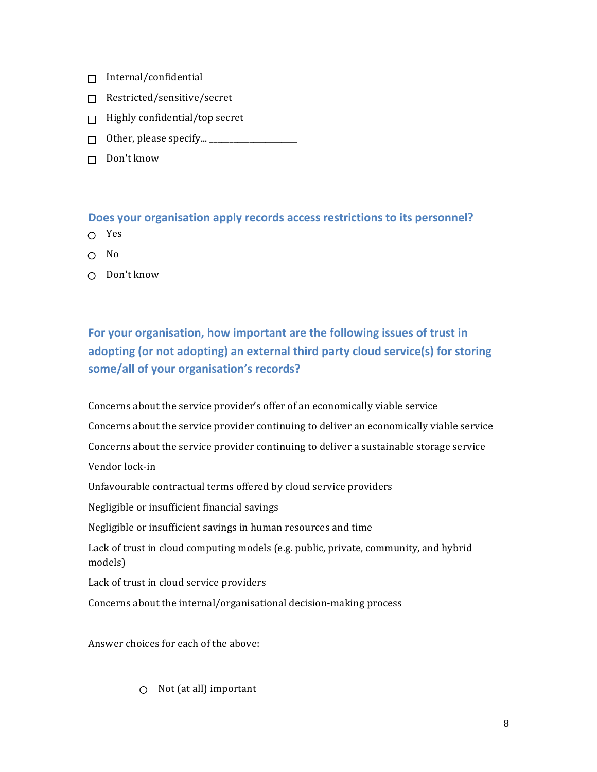- ☐ Internal/confidential
- ☐ Restricted/sensitive/secret
- ☐ Highly confidential/top secret
- ☐ Other, please specify... ____________________
- ☐ Don't know

### Does your organisation apply records access restrictions to its personnel?

- ○ Yes
- ○ No
- ○ Don't know

### For your organisation, how important are the following issues of trust in adopting (or not adopting) an external third party cloud service(s) for storing some/all of your organisation's records?

Concerns about the service provider's offer of an economically viable service

Concerns about the service provider continuing to deliver an economically viable service

Concerns about the service provider continuing to deliver a sustainable storage service

Vendor lock-in

Unfavourable contractual terms offered by cloud service providers

Negligible or insufficient financial savings

Negligible or insufficient savings in human resources and time

Lack of trust in cloud computing models (e.g. public, private, community, and hybrid models)

Lack of trust in cloud service providers

Concerns about the internal/organisational decision-making process

Answer choices for each of the above:

- ○ Not (at all) important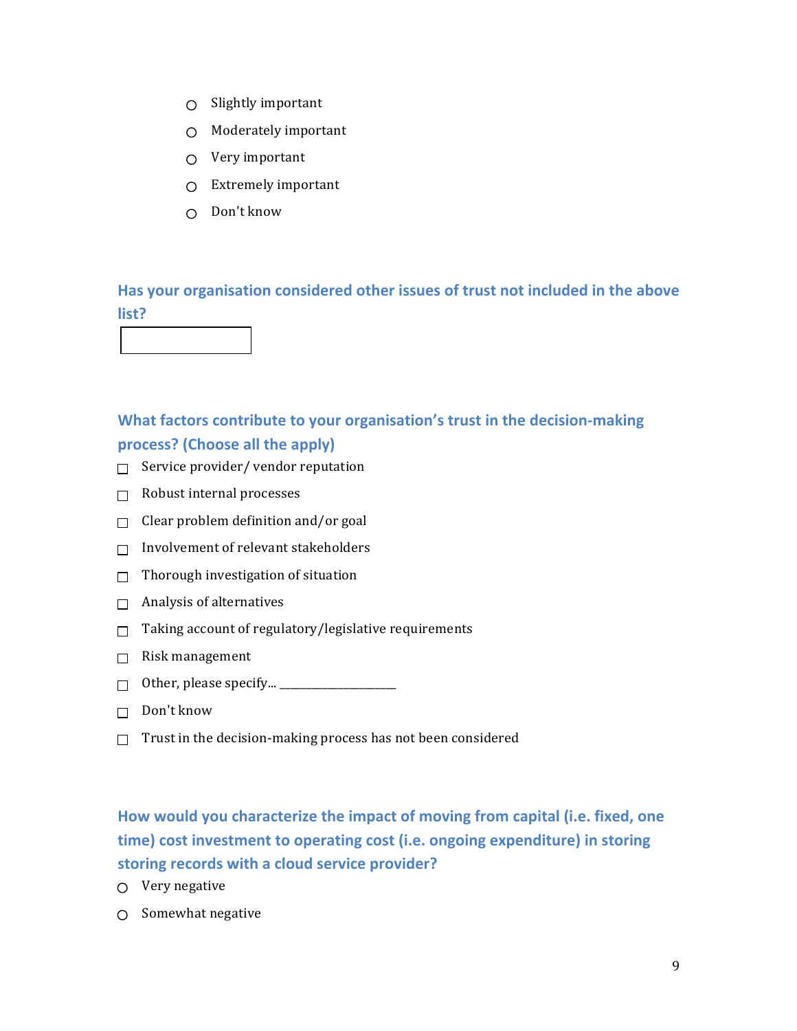- ○ Slightly important
- ○ Moderately important
- ○ Very important
- ○ Extremely important
- ○ Don't know

### Has your organisation considered other issues of trust not included in the above list?

[ ]

### What factors contribute to your organisation's trust in the decision-making process? (Choose all the apply)

- ☐ Service provider/ vendor reputation
- ☐ Robust internal processes
- ☐ Clear problem definition and/or goal
- ☐ Involvement of relevant stakeholders
- ☐ Thorough investigation of situation
- ☐ Analysis of alternatives
- ☐ Taking account of regulatory/legislative requirements
- ☐ Risk management
- ☐ Other, please specify... ____________________
- ☐ Don't know
- ☐ Trust in the decision-making process has not been considered

### How would you characterize the impact of moving from capital (i.e. fixed, one time) cost investment to operating cost (i.e. ongoing expenditure) in storing storing records with a cloud service provider?

- ○ Very negative
- ○ Somewhat negative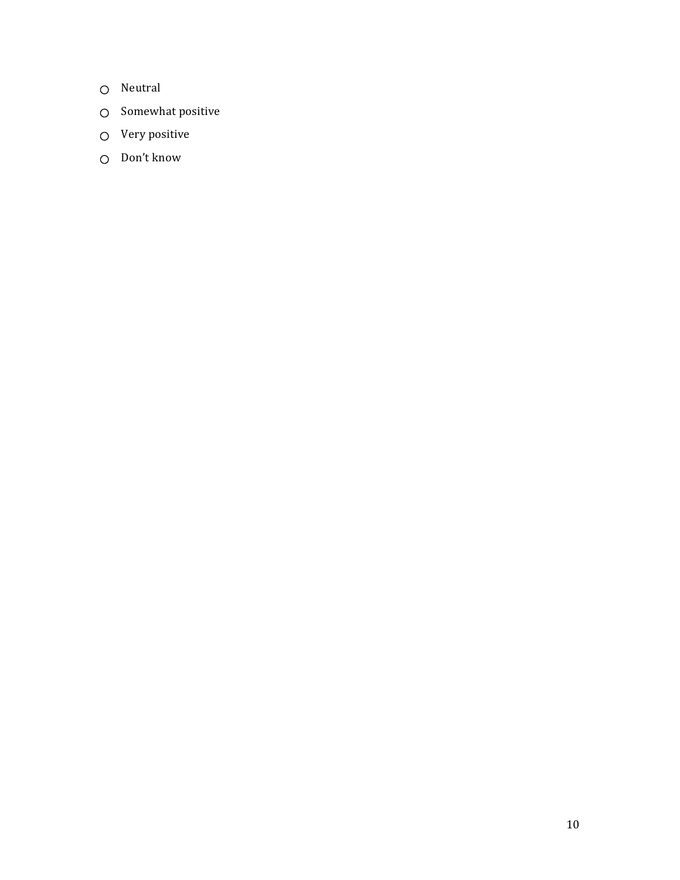- ○ Neutral
- ○ Somewhat positive
- ○ Very positive
- ○ Don't know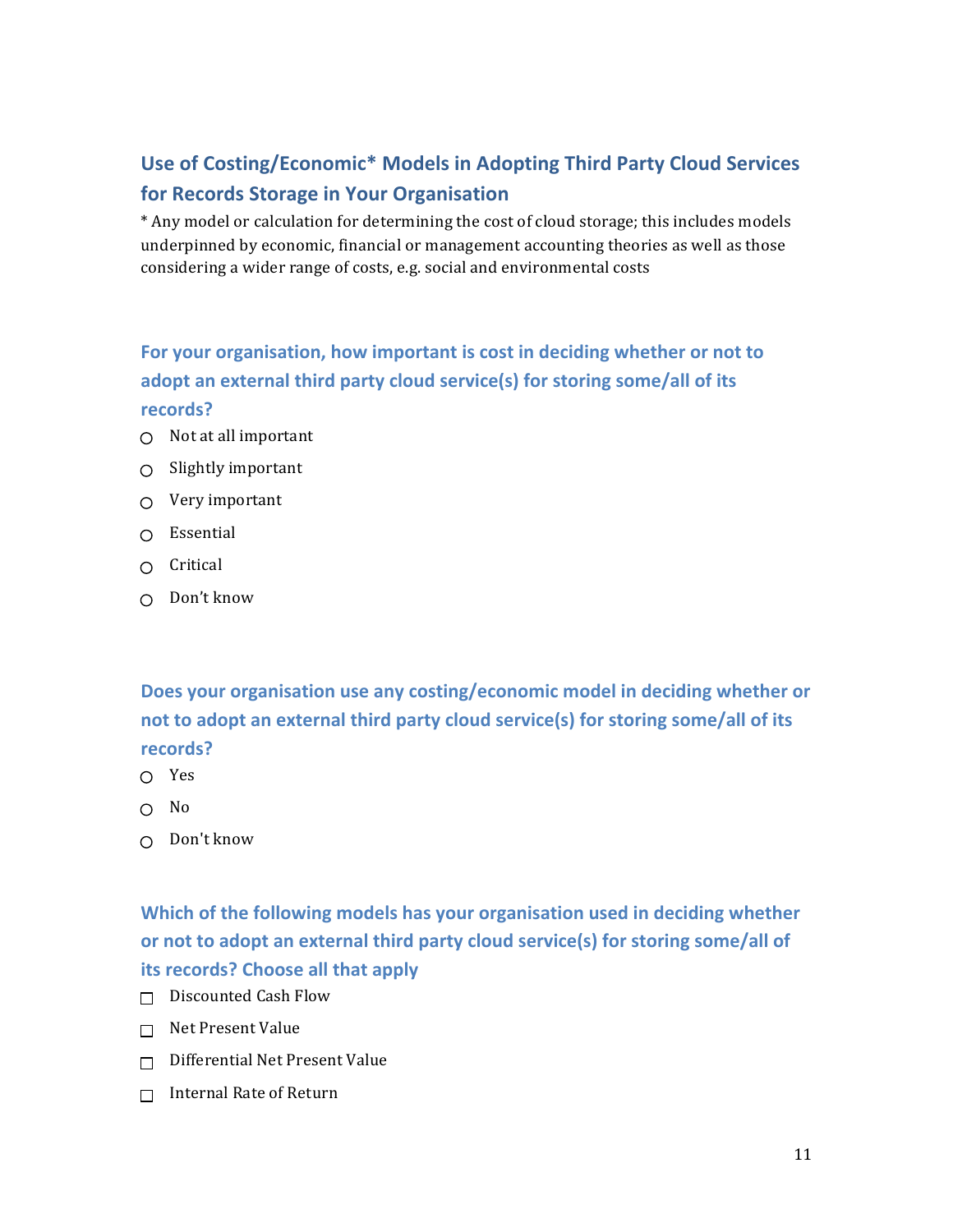## Use of Costing/Economic* Models in Adopting Third Party Cloud Services for Records Storage in Your Organisation

* Any model or calculation for determining the cost of cloud storage; this includes models underpinned by economic, financial or management accounting theories as well as those considering a wider range of costs, e.g. social and environmental costs

### For your organisation, how important is cost in deciding whether or not to adopt an external third party cloud service(s) for storing some/all of its records?

- ○ Not at all important
- ○ Slightly important
- ○ Very important
- ○ Essential
- ○ Critical
- ○ Don't know

### Does your organisation use any costing/economic model in deciding whether or not to adopt an external third party cloud service(s) for storing some/all of its records?

- ○ Yes
- ○ No
- ○ Don't know

### Which of the following models has your organisation used in deciding whether or not to adopt an external third party cloud service(s) for storing some/all of its records? Choose all that apply

- ☐ Discounted Cash Flow
- ☐ Net Present Value
- ☐ Differential Net Present Value
- ☐ Internal Rate of Return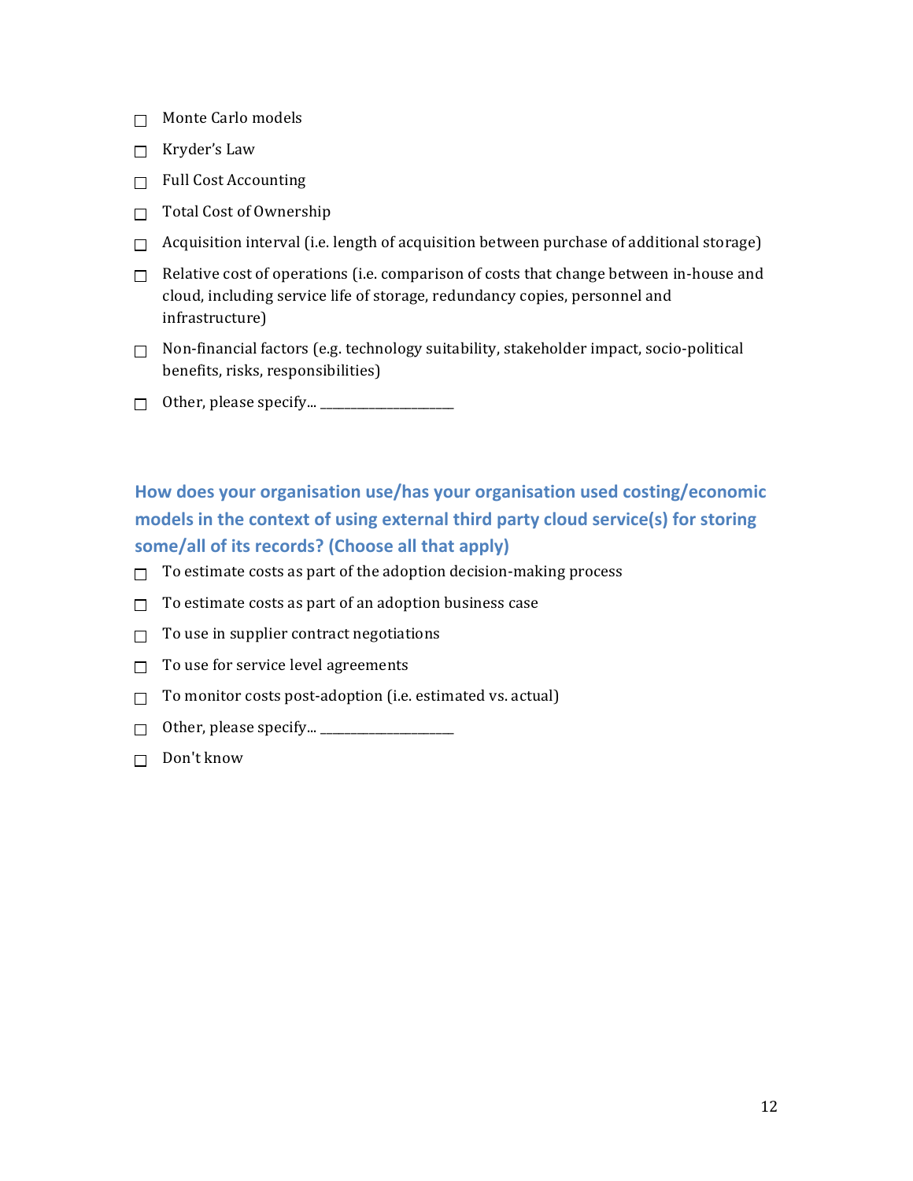- ☐ Monte Carlo models
- ☐ Kryder's Law
- ☐ Full Cost Accounting
- ☐ Total Cost of Ownership
- ☐ Acquisition interval (i.e. length of acquisition between purchase of additional storage)
- ☐ Relative cost of operations (i.e. comparison of costs that change between in-house and cloud, including service life of storage, redundancy copies, personnel and infrastructure)
- ☐ Non-financial factors (e.g. technology suitability, stakeholder impact, socio-political benefits, risks, responsibilities)
- ☐ Other, please specify... ______________________

### How does your organisation use/has your organisation used costing/economic models in the context of using external third party cloud service(s) for storing some/all of its records? (Choose all that apply)

- ☐ To estimate costs as part of the adoption decision-making process
- ☐ To estimate costs as part of an adoption business case
- ☐ To use in supplier contract negotiations
- ☐ To use for service level agreements
- ☐ To monitor costs post-adoption (i.e. estimated vs. actual)
- ☐ Other, please specify... ______________________
- ☐ Don't know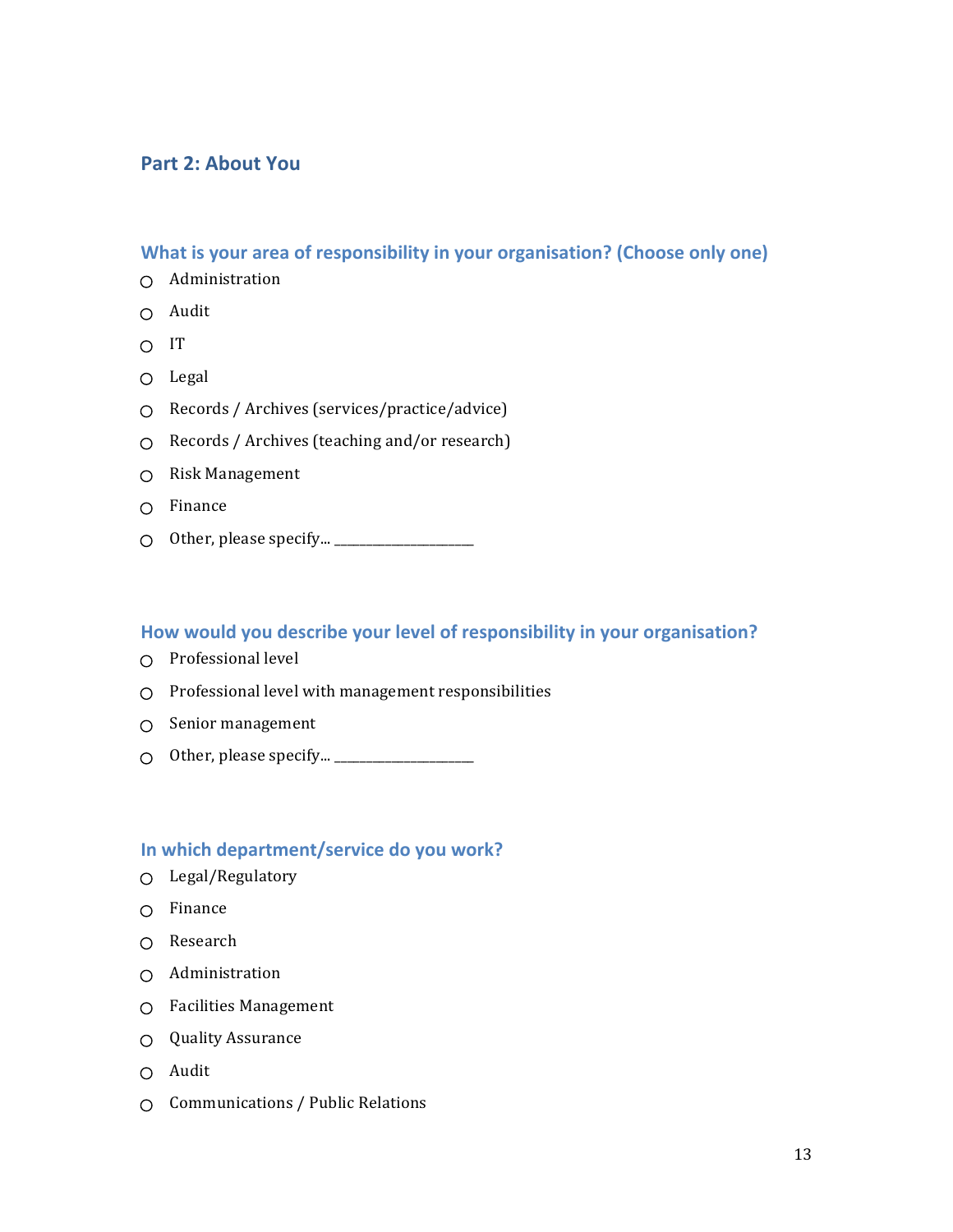## Part 2: About You

### What is your area of responsibility in your organisation? (Choose only one)

- ○ Administration
- ○ Audit
- ○ IT
- ○ Legal
- ○ Records / Archives (services/practice/advice)
- ○ Records / Archives (teaching and/or research)
- ○ Risk Management
- ○ Finance
- ○ Other, please specify... ____________________

### How would you describe your level of responsibility in your organisation?

- ○ Professional level
- ○ Professional level with management responsibilities
- ○ Senior management
- ○ Other, please specify... ____________________

### In which department/service do you work?

- ○ Legal/Regulatory
- ○ Finance
- ○ Research
- ○ Administration
- ○ Facilities Management
- ○ Quality Assurance
- ○ Audit
- ○ Communications / Public Relations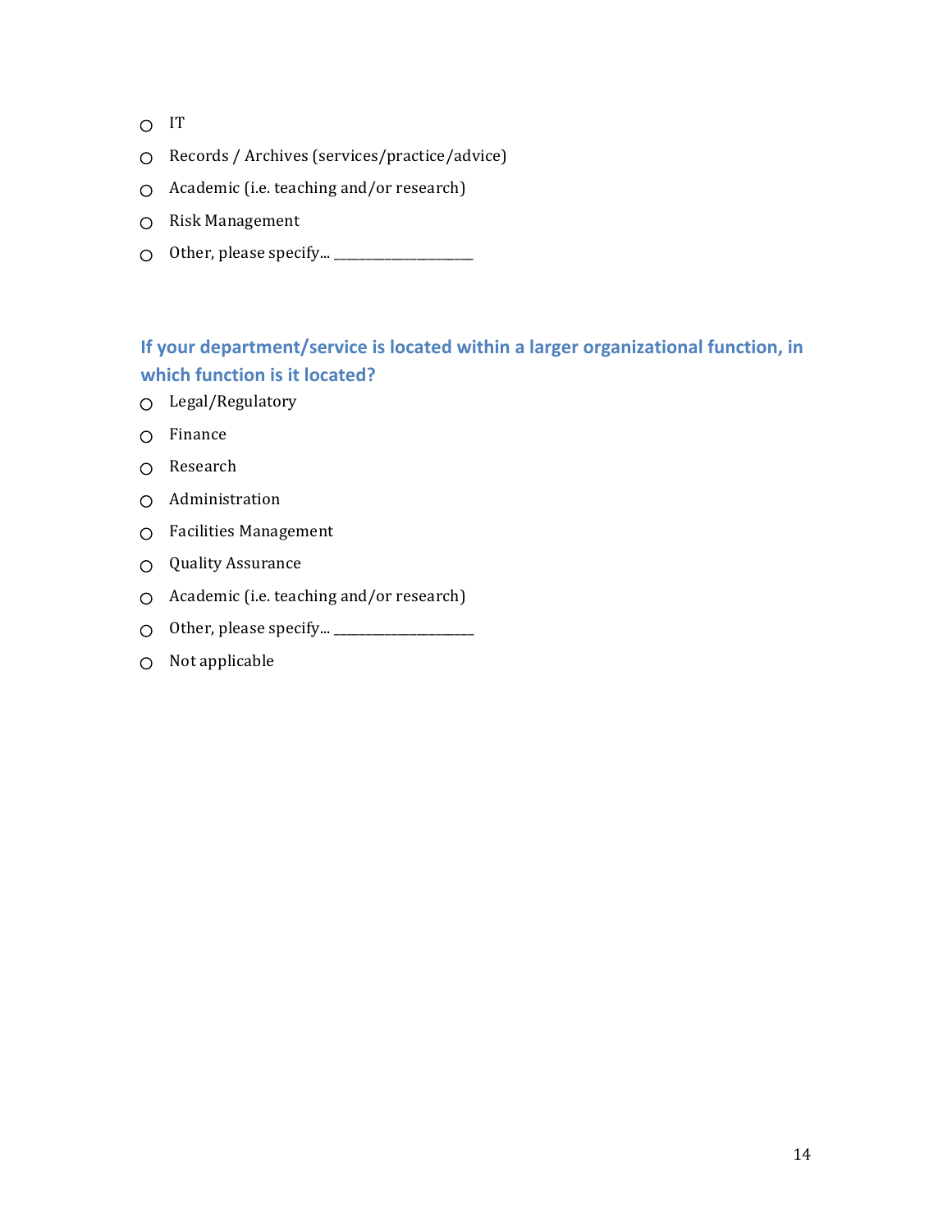- ○ IT
- ○ Records / Archives (services/practice/advice)
- ○ Academic (i.e. teaching and/or research)
- ○ Risk Management
- ○ Other, please specify... ____________________

### If your department/service is located within a larger organizational function, in which function is it located?

- ○ Legal/Regulatory
- ○ Finance
- ○ Research
- ○ Administration
- ○ Facilities Management
- ○ Quality Assurance
- ○ Academic (i.e. teaching and/or research)
- ○ Other, please specify... ____________________
- ○ Not applicable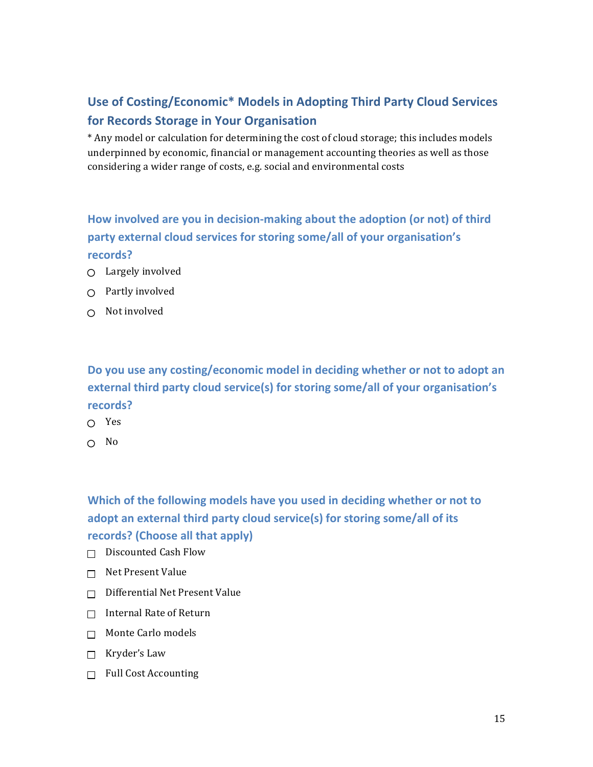## Use of Costing/Economic* Models in Adopting Third Party Cloud Services for Records Storage in Your Organisation

* Any model or calculation for determining the cost of cloud storage; this includes models underpinned by economic, financial or management accounting theories as well as those considering a wider range of costs, e.g. social and environmental costs

### How involved are you in decision-making about the adoption (or not) of third party external cloud services for storing some/all of your organisation's records?

- ○ Largely involved
- ○ Partly involved
- ○ Not involved

### Do you use any costing/economic model in deciding whether or not to adopt an external third party cloud service(s) for storing some/all of your organisation's records?

- ○ Yes
- ○ No

### Which of the following models have you used in deciding whether or not to adopt an external third party cloud service(s) for storing some/all of its records? (Choose all that apply)

- ☐ Discounted Cash Flow
- ☐ Net Present Value
- ☐ Differential Net Present Value
- ☐ Internal Rate of Return
- ☐ Monte Carlo models
- ☐ Kryder's Law
- ☐ Full Cost Accounting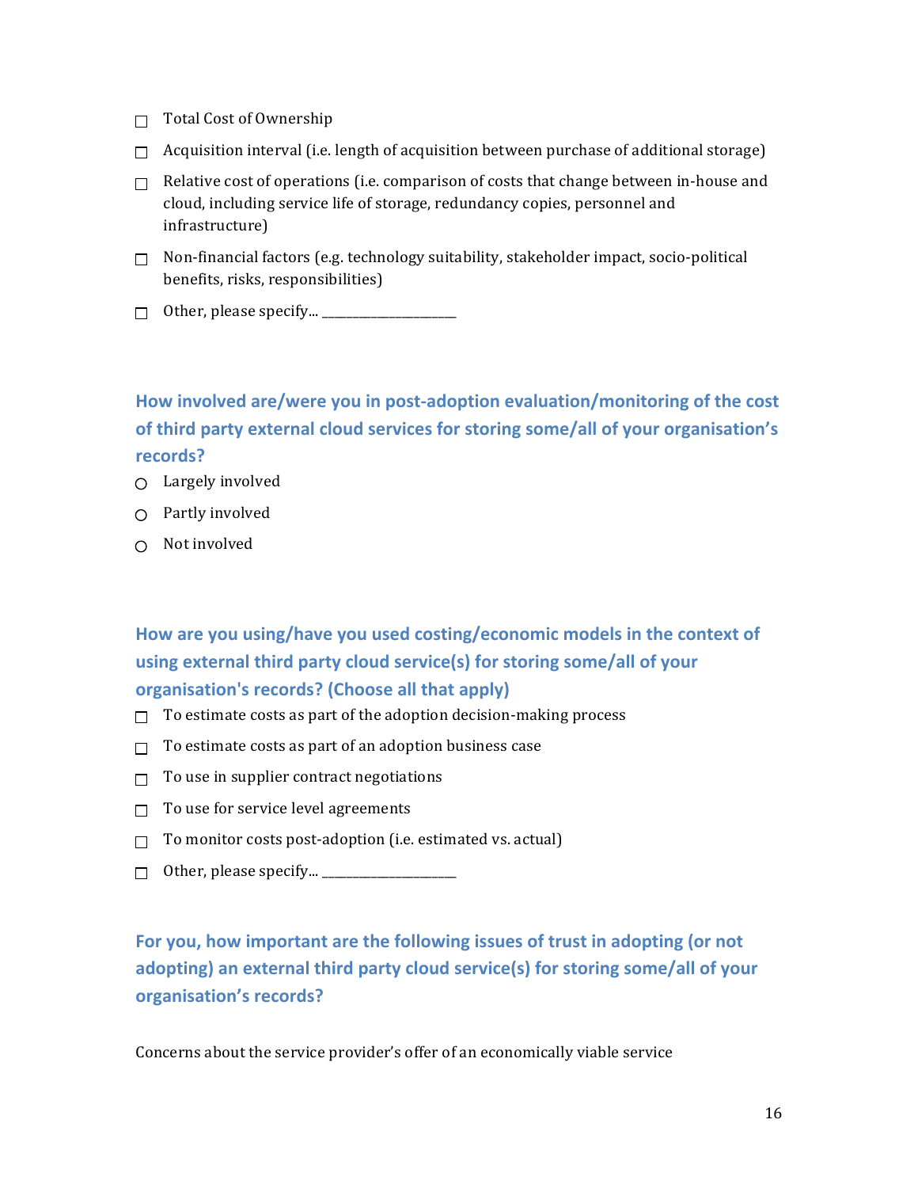- ☐ Total Cost of Ownership
- ☐ Acquisition interval (i.e. length of acquisition between purchase of additional storage)
- ☐ Relative cost of operations (i.e. comparison of costs that change between in-house and cloud, including service life of storage, redundancy copies, personnel and infrastructure)
- ☐ Non-financial factors (e.g. technology suitability, stakeholder impact, socio-political benefits, risks, responsibilities)
- ☐ Other, please specify... ______________________

### How involved are/were you in post-adoption evaluation/monitoring of the cost of third party external cloud services for storing some/all of your organisation's records?

- ○ Largely involved
- ○ Partly involved
- ○ Not involved

### How are you using/have you used costing/economic models in the context of using external third party cloud service(s) for storing some/all of your organisation's records? (Choose all that apply)

- ☐ To estimate costs as part of the adoption decision-making process
- ☐ To estimate costs as part of an adoption business case
- ☐ To use in supplier contract negotiations
- ☐ To use for service level agreements
- ☐ To monitor costs post-adoption (i.e. estimated vs. actual)
- ☐ Other, please specify... ______________________

### For you, how important are the following issues of trust in adopting (or not adopting) an external third party cloud service(s) for storing some/all of your organisation's records?

Concerns about the service provider's offer of an economically viable service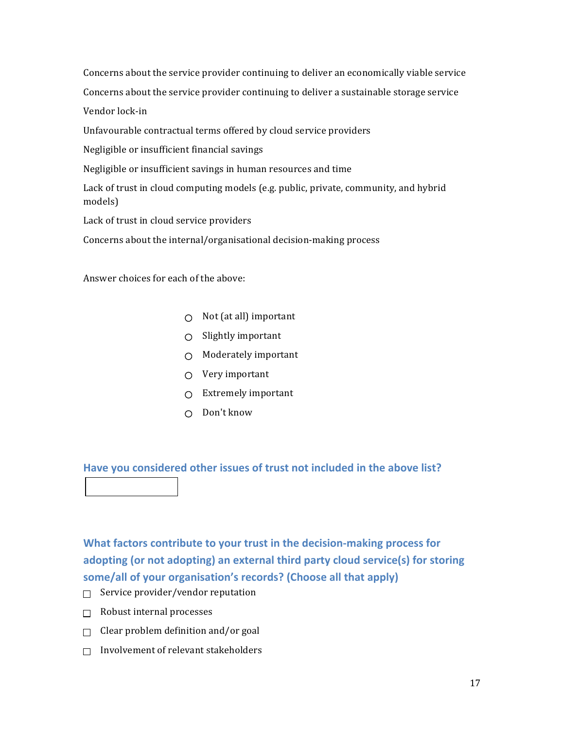Concerns about the service provider continuing to deliver an economically viable service

Concerns about the service provider continuing to deliver a sustainable storage service

Vendor lock-in

Unfavourable contractual terms offered by cloud service providers

Negligible or insufficient financial savings

Negligible or insufficient savings in human resources and time

Lack of trust in cloud computing models (e.g. public, private, community, and hybrid models)

Lack of trust in cloud service providers

Concerns about the internal/organisational decision-making process

Answer choices for each of the above:

- ○ Not (at all) important
- ○ Slightly important
- ○ Moderately important
- ○ Very important
- ○ Extremely important
- ○ Don't know

### Have you considered other issues of trust not included in the above list?

[ ]

### What factors contribute to your trust in the decision-making process for adopting (or not adopting) an external third party cloud service(s) for storing some/all of your organisation's records? (Choose all that apply)

- ☐ Service provider/vendor reputation
- ☐ Robust internal processes
- ☐ Clear problem definition and/or goal
- ☐ Involvement of relevant stakeholders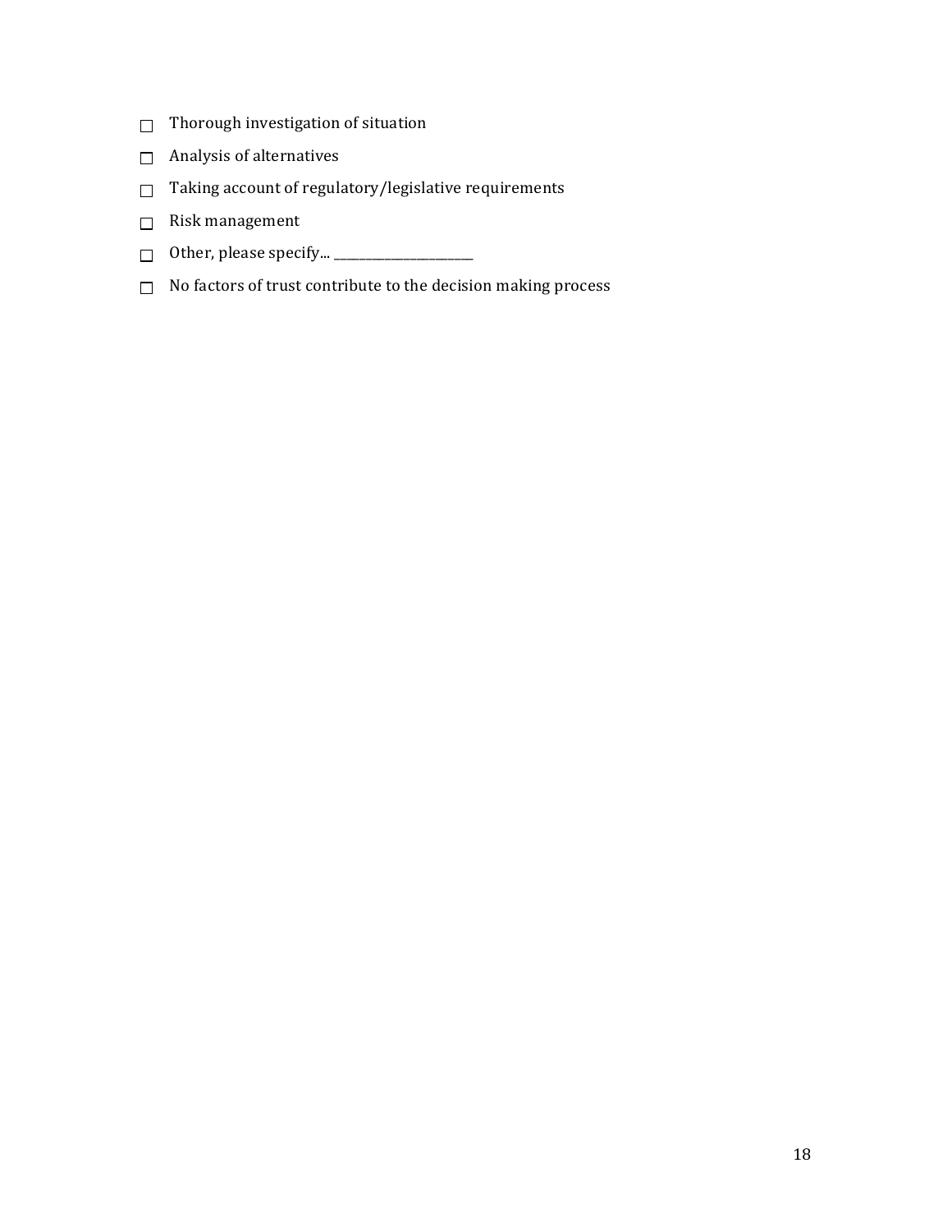- ☐ Thorough investigation of situation
- ☐ Analysis of alternatives
- ☐ Taking account of regulatory/legislative requirements
- ☐ Risk management
- ☐ Other, please specify... ________________________
- ☐ No factors of trust contribute to the decision making process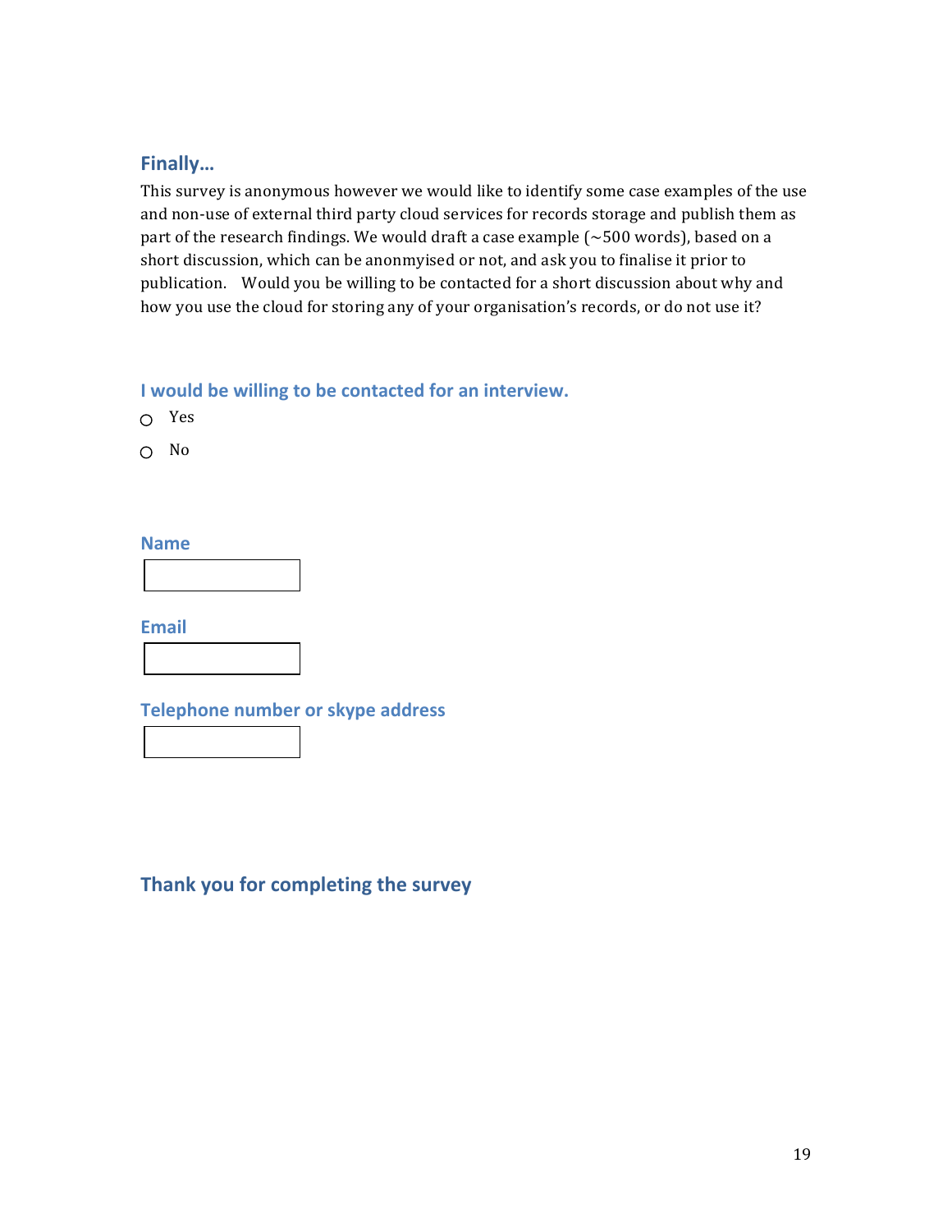## Finally…

This survey is anonymous however we would like to identify some case examples of the use and non-use of external third party cloud services for records storage and publish them as part of the research findings. We would draft a case example (~500 words), based on a short discussion, which can be anonmyised or not, and ask you to finalise it prior to publication. Would you be willing to be contacted for a short discussion about why and how you use the cloud for storing any of your organisation's records, or do not use it?

### I would be willing to be contacted for an interview.

- ○ Yes
- ○ No

### Name

[ ]

### Email

[ ]

### Telephone number or skype address

[ ]

## Thank you for completing the survey